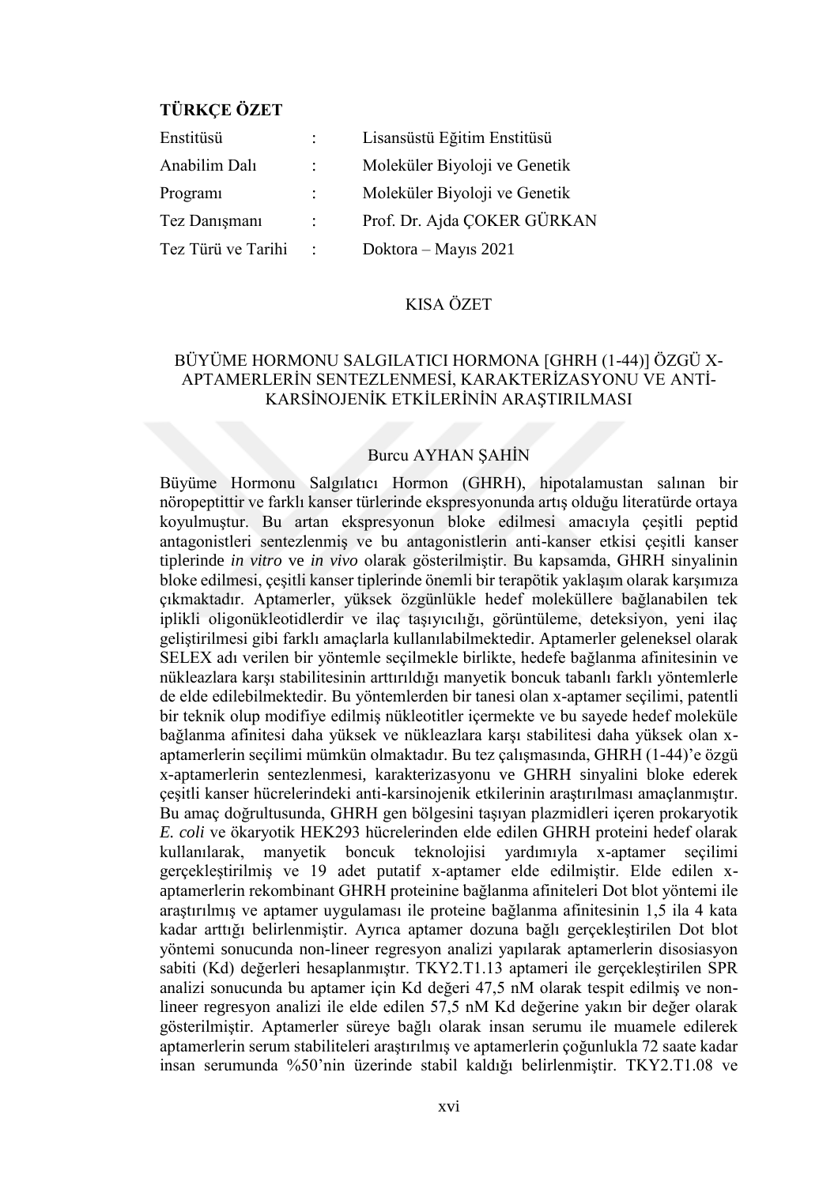## TÜRKÇE ÖZET

| | | |
|---|---|---|
| Enstitüsü | : | Lisansüstü Eğitim Enstitüsü |
| Anabilim Dalı | : | Moleküler Biyoloji ve Genetik |
| Programı | : | Moleküler Biyoloji ve Genetik |
| Tez Danışmanı | : | Prof. Dr. Ajda ÇOKER GÜRKAN |
| Tez Türü ve Tarihi | : | Doktora – Mayıs 2021 |

### KISA ÖZET

### BÜYÜME HORMONU SALGILATICI HORMONA [GHRH (1-44)] ÖZGÜ X-APTAMERLERİN SENTEZLENMESİ, KARAKTERİZASYONU VE ANTİ-KARSİNOJENİK ETKİLERİNİN ARAŞTIRILMASI

Burcu AYHAN ŞAHİN

Büyüme Hormonu Salgılatıcı Hormon (GHRH), hipotalamustan salınan bir nöropeptittir ve farklı kanser türlerinde ekspresyonunda artış olduğu literatürde ortaya koyulmuştur. Bu artan ekspresyonun bloke edilmesi amacıyla çeşitli peptid antagonistleri sentezlenmiş ve bu antagonistlerin anti-kanser etkisi çeşitli kanser tiplerinde *in vitro* ve *in vivo* olarak gösterilmiştir. Bu kapsamda, GHRH sinyalinin bloke edilmesi, çeşitli kanser tiplerinde önemli bir terapötik yaklaşım olarak karşımıza çıkmaktadır. Aptamerler, yüksek özgünlükle hedef moleküllere bağlanabilen tek iplikli oligonükleotidlerdir ve ilaç taşıyıcılığı, görüntüleme, deteksiyon, yeni ilaç geliştirilmesi gibi farklı amaçlarla kullanılabilmektedir. Aptamerler geleneksel olarak SELEX adı verilen bir yöntemle seçilmekle birlikte, hedefe bağlanma afinitesinin ve nükleazlara karşı stabilitesinin arttırıldığı manyetik boncuk tabanlı farklı yöntemlerle de elde edilebilmektedir. Bu yöntemlerden bir tanesi olan x-aptamer seçilimi, patentli bir teknik olup modifiye edilmiş nükleotitler içermekte ve bu sayede hedef moleküle bağlanma afinitesi daha yüksek ve nükleazlara karşı stabilitesi daha yüksek olan x-aptamerlerin seçilimi mümkün olmaktadır. Bu tez çalışmasında, GHRH (1-44)'e özgü x-aptamerlerin sentezlenmesi, karakterizasyonu ve GHRH sinyalini bloke ederek çeşitli kanser hücrelerindeki anti-karsinojenik etkilerinin araştırılması amaçlanmıştır. Bu amaç doğrultusunda, GHRH gen bölgesini taşıyan plazmidleri içeren prokaryotik *E. coli* ve ökaryotik HEK293 hücrelerinden elde edilen GHRH proteini hedef olarak kullanılarak, manyetik boncuk teknolojisi yardımıyla x-aptamer seçilimi gerçekleştirilmiş ve 19 adet putatif x-aptamer elde edilmiştir. Elde edilen x-aptamerlerin rekombinant GHRH proteinine bağlanma afiniteleri Dot blot yöntemi ile araştırılmış ve aptamer uygulaması ile proteine bağlanma afinitesinin 1,5 ila 4 kata kadar arttığı belirlenmiştir. Ayrıca aptamer dozuna bağlı gerçekleştirilen Dot blot yöntemi sonucunda non-lineer regresyon analizi yapılarak aptamerlerin disosiasyon sabiti (Kd) değerleri hesaplanmıştır. TKY2.T1.13 aptameri ile gerçekleştirilen SPR analizi sonucunda bu aptamer için Kd değeri 47,5 nM olarak tespit edilmiş ve non-lineer regresyon analizi ile elde edilen 57,5 nM Kd değerine yakın bir değer olarak gösterilmiştir. Aptamerler süreye bağlı olarak insan serumu ile muamele edilerek aptamerlerin serum stabiliteleri araştırılmış ve aptamerlerin çoğunlukla 72 saate kadar insan serumunda %50'nin üzerinde stabil kaldığı belirlenmiştir. TKY2.T1.08 ve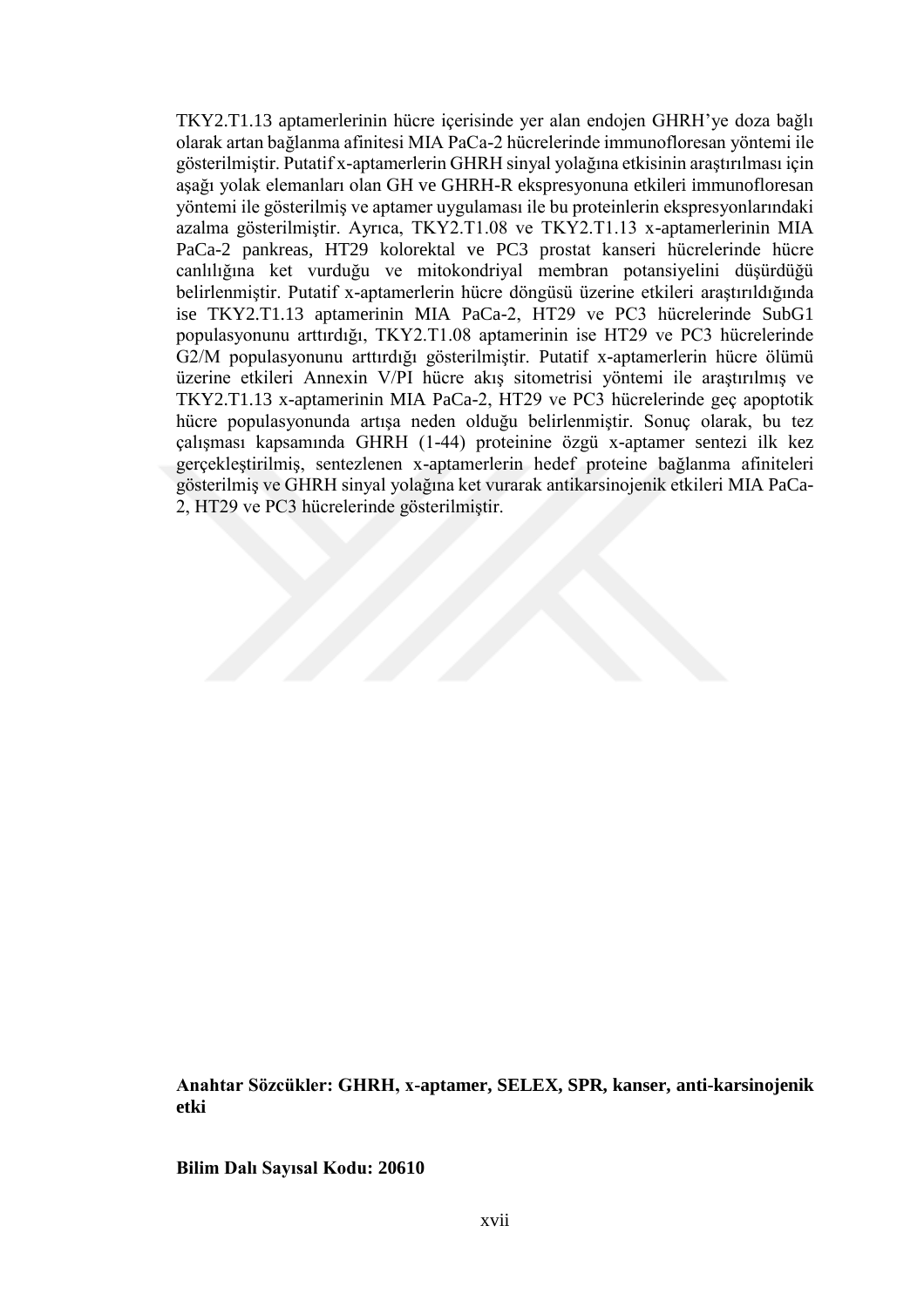TKY2.T1.13 aptamerlerinin hücre içerisinde yer alan endojen GHRH'ye doza bağlı olarak artan bağlanma afinitesi MIA PaCa-2 hücrelerinde immunofloresan yöntemi ile gösterilmiştir. Putatif x-aptamerlerin GHRH sinyal yolağına etkisinin araştırılması için aşağı yolak elemanları olan GH ve GHRH-R ekspresyonuna etkileri immunofloresan yöntemi ile gösterilmiş ve aptamer uygulaması ile bu proteinlerin ekspresyonlarındaki azalma gösterilmiştir. Ayrıca, TKY2.T1.08 ve TKY2.T1.13 x-aptamerlerinin MIA PaCa-2 pankreas, HT29 kolorektal ve PC3 prostat kanseri hücrelerinde hücre canlılığına ket vurduğu ve mitokondriyal membran potansiyelini düşürdüğü belirlenmiştir. Putatif x-aptamerlerin hücre döngüsü üzerine etkileri araştırıldığında ise TKY2.T1.13 aptamerinin MIA PaCa-2, HT29 ve PC3 hücrelerinde SubG1 populasyonunu arttırdığı, TKY2.T1.08 aptamerinin ise HT29 ve PC3 hücrelerinde G2/M populasyonunu arttırdığı gösterilmiştir. Putatif x-aptamerlerin hücre ölümü üzerine etkileri Annexin V/PI hücre akış sitometrisi yöntemi ile araştırılmış ve TKY2.T1.13 x-aptamerinin MIA PaCa-2, HT29 ve PC3 hücrelerinde geç apoptotik hücre populasyonunda artışa neden olduğu belirlenmiştir. Sonuç olarak, bu tez çalışması kapsamında GHRH (1-44) proteinine özgü x-aptamer sentezi ilk kez gerçekleştirilmiş, sentezlenen x-aptamerlerin hedef proteine bağlanma afiniteleri gösterilmiş ve GHRH sinyal yolağına ket vurarak antikarsinojenik etkileri MIA PaCa-2, HT29 ve PC3 hücrelerinde gösterilmiştir.

**Anahtar Sözcükler: GHRH, x-aptamer, SELEX, SPR, kanser, anti-karsinojenik etki**

**Bilim Dalı Sayısal Kodu: 20610**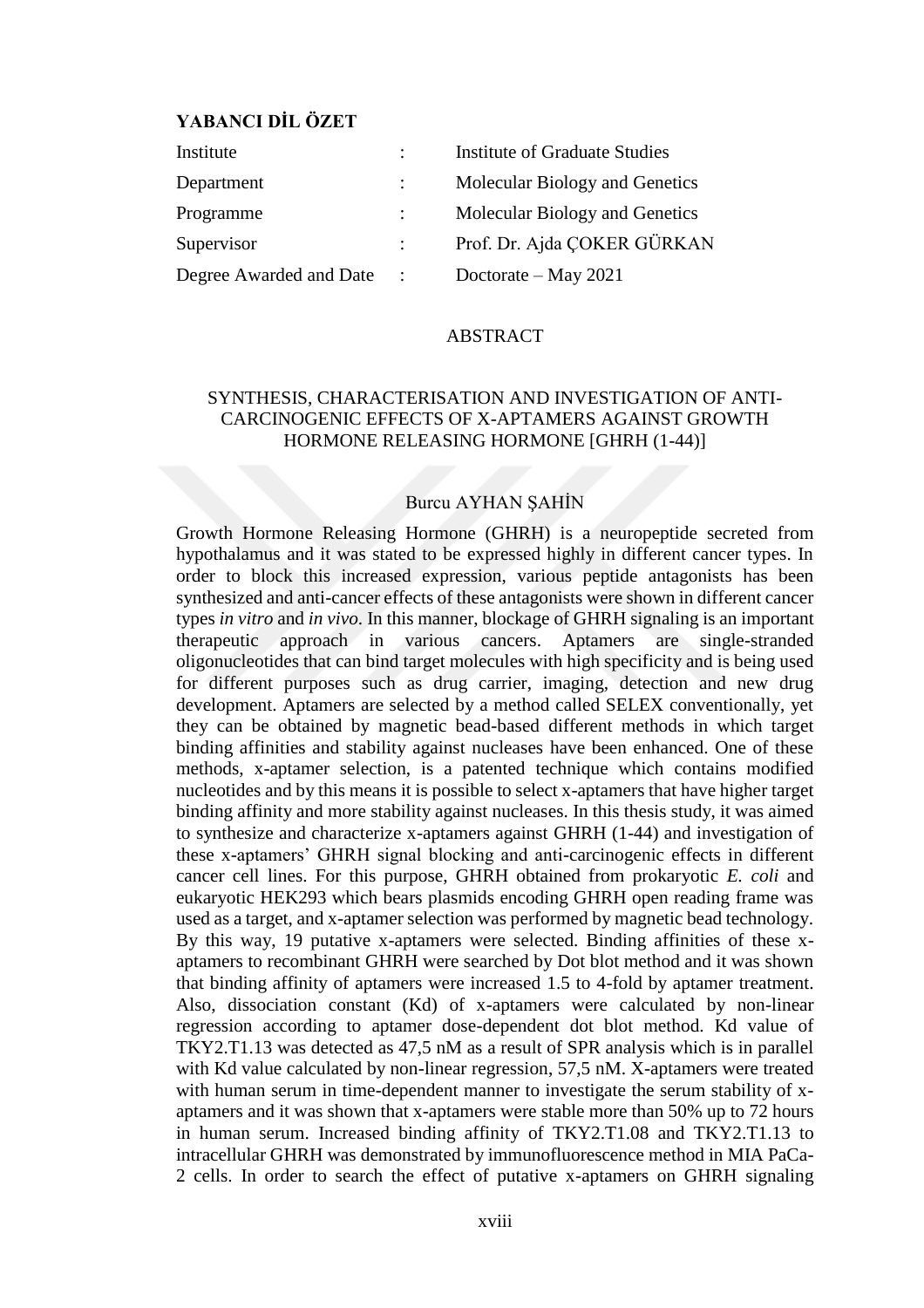## YABANCI DİL ÖZET

| | | |
|---|---|---|
| Institute | : | Institute of Graduate Studies |
| Department | : | Molecular Biology and Genetics |
| Programme | : | Molecular Biology and Genetics |
| Supervisor | : | Prof. Dr. Ajda ÇOKER GÜRKAN |
| Degree Awarded and Date | : | Doctorate – May 2021 |

ABSTRACT

SYNTHESIS, CHARACTERISATION AND INVESTIGATION OF ANTI-CARCINOGENIC EFFECTS OF X-APTAMERS AGAINST GROWTH HORMONE RELEASING HORMONE [GHRH (1-44)]

Burcu AYHAN ŞAHİN

Growth Hormone Releasing Hormone (GHRH) is a neuropeptide secreted from hypothalamus and it was stated to be expressed highly in different cancer types. In order to block this increased expression, various peptide antagonists has been synthesized and anti-cancer effects of these antagonists were shown in different cancer types *in vitro* and *in vivo*. In this manner, blockage of GHRH signaling is an important therapeutic approach in various cancers. Aptamers are single-stranded oligonucleotides that can bind target molecules with high specificity and is being used for different purposes such as drug carrier, imaging, detection and new drug development. Aptamers are selected by a method called SELEX conventionally, yet they can be obtained by magnetic bead-based different methods in which target binding affinities and stability against nucleases have been enhanced. One of these methods, x-aptamer selection, is a patented technique which contains modified nucleotides and by this means it is possible to select x-aptamers that have higher target binding affinity and more stability against nucleases. In this thesis study, it was aimed to synthesize and characterize x-aptamers against GHRH (1-44) and investigation of these x-aptamers' GHRH signal blocking and anti-carcinogenic effects in different cancer cell lines. For this purpose, GHRH obtained from prokaryotic *E. coli* and eukaryotic HEK293 which bears plasmids encoding GHRH open reading frame was used as a target, and x-aptamer selection was performed by magnetic bead technology. By this way, 19 putative x-aptamers were selected. Binding affinities of these x-aptamers to recombinant GHRH were searched by Dot blot method and it was shown that binding affinity of aptamers were increased 1.5 to 4-fold by aptamer treatment. Also, dissociation constant (Kd) of x-aptamers were calculated by non-linear regression according to aptamer dose-dependent dot blot method. Kd value of TKY2.T1.13 was detected as 47,5 nM as a result of SPR analysis which is in parallel with Kd value calculated by non-linear regression, 57,5 nM. X-aptamers were treated with human serum in time-dependent manner to investigate the serum stability of x-aptamers and it was shown that x-aptamers were stable more than 50% up to 72 hours in human serum. Increased binding affinity of TKY2.T1.08 and TKY2.T1.13 to intracellular GHRH was demonstrated by immunofluorescence method in MIA PaCa-2 cells. In order to search the effect of putative x-aptamers on GHRH signaling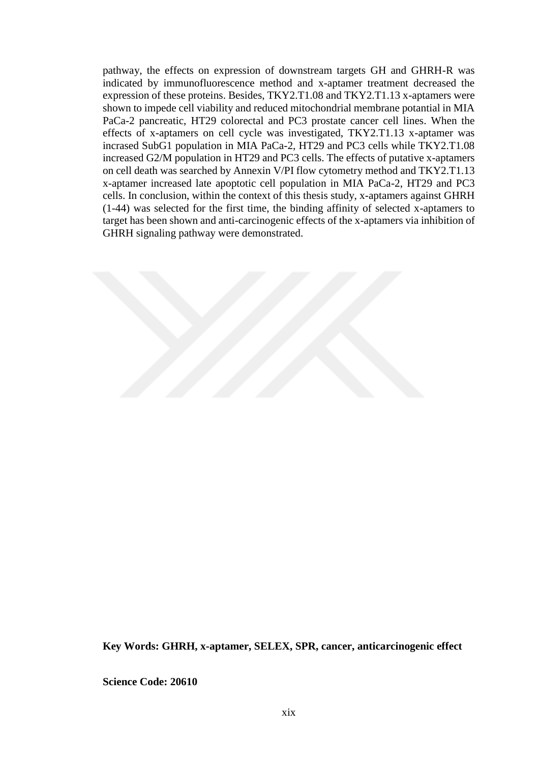pathway, the effects on expression of downstream targets GH and GHRH-R was indicated by immunofluorescence method and x-aptamer treatment decreased the expression of these proteins. Besides, TKY2.T1.08 and TKY2.T1.13 x-aptamers were shown to impede cell viability and reduced mitochondrial membrane potantial in MIA PaCa-2 pancreatic, HT29 colorectal and PC3 prostate cancer cell lines. When the effects of x-aptamers on cell cycle was investigated, TKY2.T1.13 x-aptamer was incrased SubG1 population in MIA PaCa-2, HT29 and PC3 cells while TKY2.T1.08 increased G2/M population in HT29 and PC3 cells. The effects of putative x-aptamers on cell death was searched by Annexin V/PI flow cytometry method and TKY2.T1.13 x-aptamer increased late apoptotic cell population in MIA PaCa-2, HT29 and PC3 cells. In conclusion, within the context of this thesis study, x-aptamers against GHRH (1-44) was selected for the first time, the binding affinity of selected x-aptamers to target has been shown and anti-carcinogenic effects of the x-aptamers via inhibition of GHRH signaling pathway were demonstrated.

**Key Words: GHRH, x-aptamer, SELEX, SPR, cancer, anticarcinogenic effect**

**Science Code: 20610**